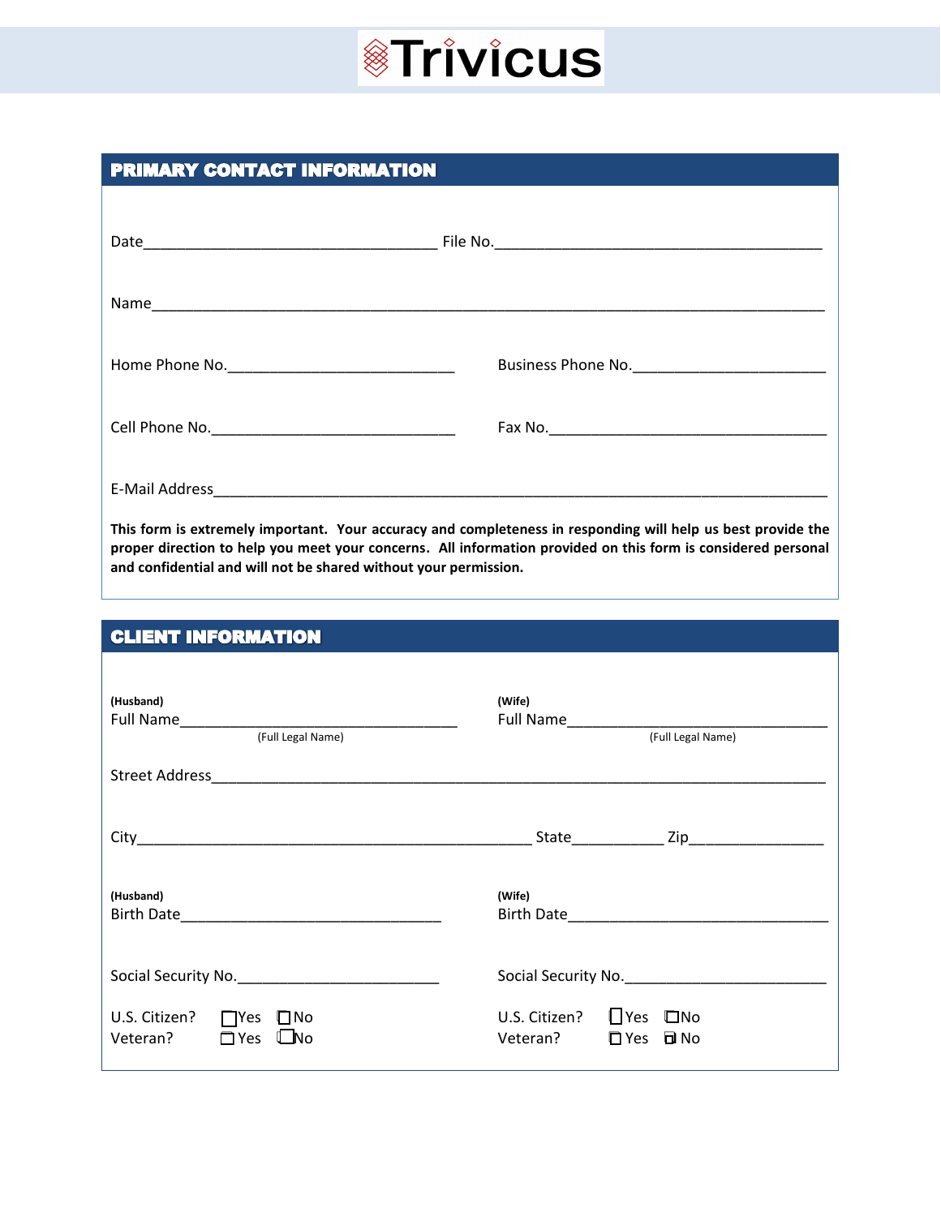# Trivicus

## PRIMARY CONTACT INFORMATION

Date___________________________________ File No.________________________________________

Name__________________________________________________________________________________

Home Phone No.____________________________ Business Phone No.________________________

Cell Phone No.______________________________ Fax No.___________________________________

E-Mail Address_________________________________________________________________________

**This form is extremely important. Your accuracy and completeness in responding will help us best provide the proper direction to help you meet your concerns. All information provided on this form is considered personal and confidential and will not be shared without your permission.**

## CLIENT INFORMATION

**(Husband)**
Full Name__________________________________
(Full Legal Name)

**(Wife)**
Full Name__________________________________
(Full Legal Name)

Street Address_________________________________________________________________________

City_______________________________________________ State___________ Zip________________

**(Husband)**
Birth Date_______________________________

**(Wife)**
Birth Date_______________________________

Social Security No.________________________ Social Security No.________________________

U.S. Citizen? ☐ Yes ☐ No
Veteran? ☐ Yes ☐ No

U.S. Citizen? ☐ Yes ☐ No
Veteran? ☐ Yes ☐ No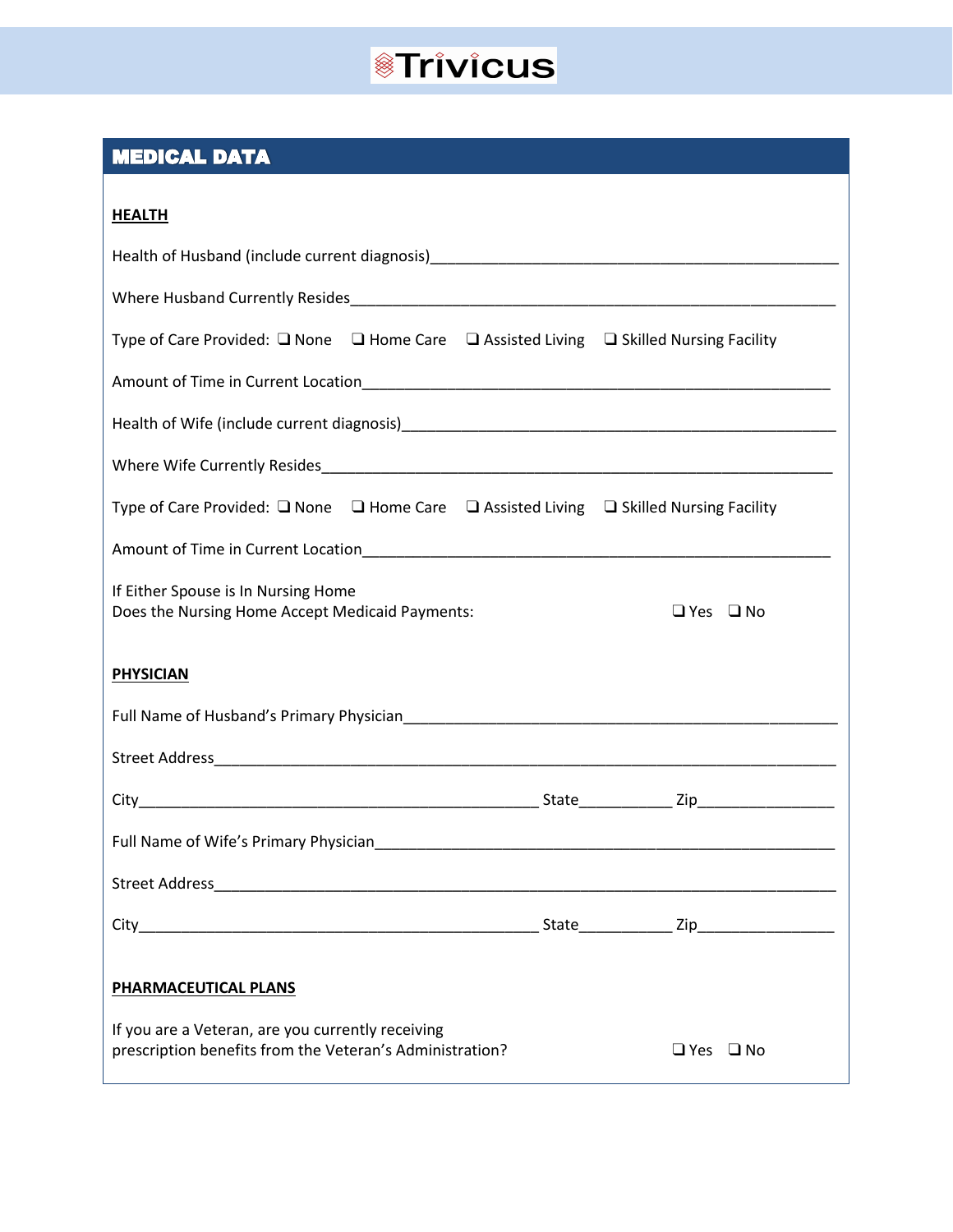Trivicus

## MEDICAL DATA

**HEALTH**

Health of Husband (include current diagnosis)_______________________________________________

Where Husband Currently Resides__________________________________________________________

Type of Care Provided: ❑ None ❑ Home Care ❑ Assisted Living ❑ Skilled Nursing Facility

Amount of Time in Current Location________________________________________________________

Health of Wife (include current diagnosis)__________________________________________________

Where Wife Currently Resides_____________________________________________________________

Type of Care Provided: ❑ None ❑ Home Care ❑ Assisted Living ❑ Skilled Nursing Facility

Amount of Time in Current Location________________________________________________________

If Either Spouse is In Nursing Home
Does the Nursing Home Accept Medicaid Payments: ❑ Yes ❑ No

**PHYSICIAN**

Full Name of Husband's Primary Physician___________________________________________________

Street Address__________________________________________________________________________

City_____________________________________________ State__________ Zip_______________

Full Name of Wife's Primary Physician______________________________________________________

Street Address__________________________________________________________________________

City_____________________________________________ State__________ Zip_______________

**PHARMACEUTICAL PLANS**

If you are a Veteran, are you currently receiving
prescription benefits from the Veteran's Administration? ❑ Yes ❑ No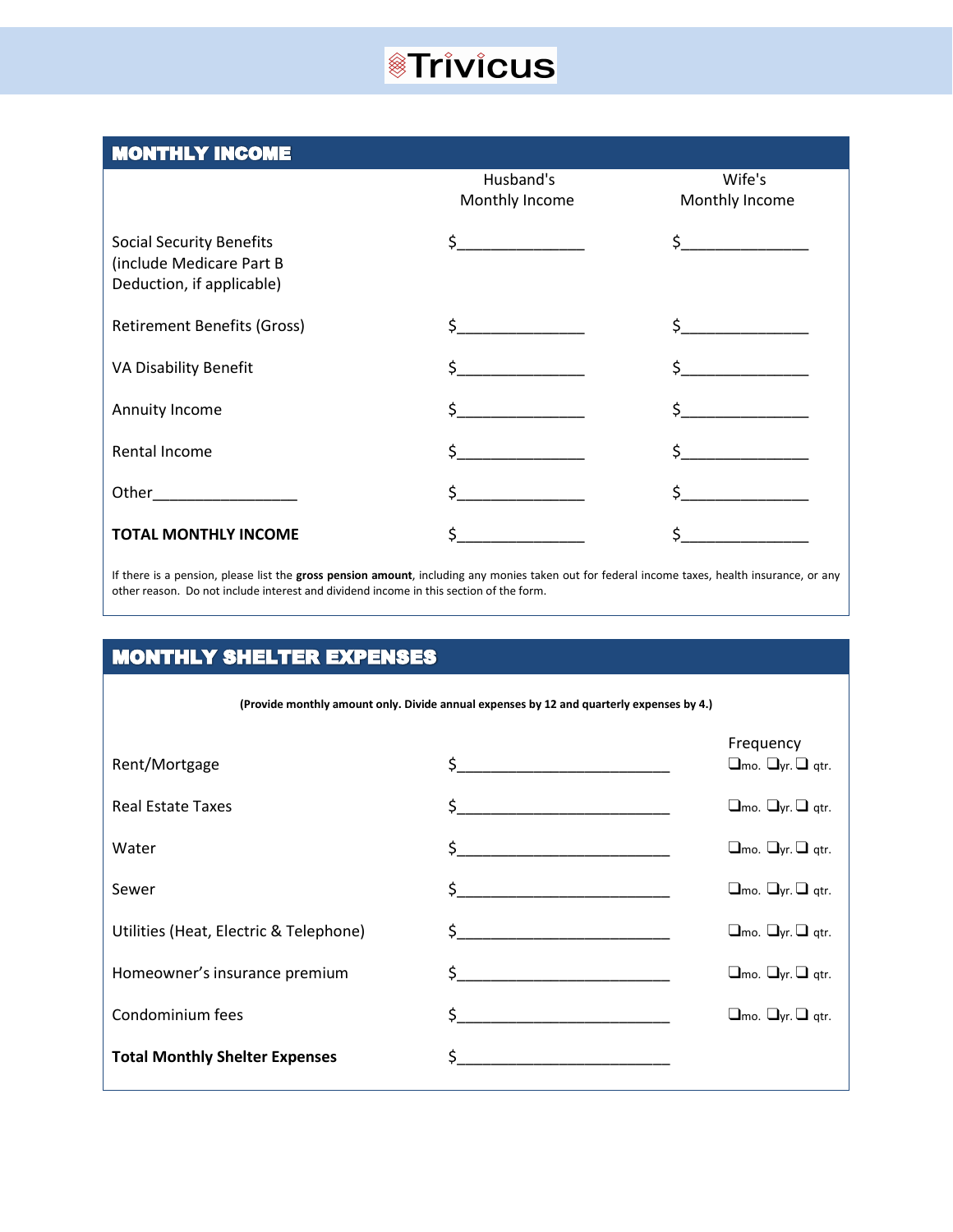## MONTHLY INCOME

| | Husband's Monthly Income | Wife's Monthly Income |
|---|---|---|
| Social Security Benefits (include Medicare Part B Deduction, if applicable) | $_______________ | $_______________ |
| Retirement Benefits (Gross) | $_______________ | $_______________ |
| VA Disability Benefit | $_______________ | $_______________ |
| Annuity Income | $_______________ | $_______________ |
| Rental Income | $_______________ | $_______________ |
| Other_________________ | $_______________ | $_______________ |
| **TOTAL MONTHLY INCOME** | $_______________ | $_______________ |

If there is a pension, please list the **gross pension amount**, including any monies taken out for federal income taxes, health insurance, or any other reason. Do not include interest and dividend income in this section of the form.

## MONTHLY SHELTER EXPENSES

**(Provide monthly amount only. Divide annual expenses by 12 and quarterly expenses by 4.)**

| | | Frequency |
|---|---|---|
| Rent/Mortgage | $_________________________ | ☐mo. ☐yr. ☐ qtr. |
| Real Estate Taxes | $_________________________ | ☐mo. ☐yr. ☐ qtr. |
| Water | $_________________________ | ☐mo. ☐yr. ☐ qtr. |
| Sewer | $_________________________ | ☐mo. ☐yr. ☐ qtr. |
| Utilities (Heat, Electric & Telephone) | $_________________________ | ☐mo. ☐yr. ☐ qtr. |
| Homeowner's insurance premium | $_________________________ | ☐mo. ☐yr. ☐ qtr. |
| Condominium fees | $_________________________ | ☐mo. ☐yr. ☐ qtr. |
| **Total Monthly Shelter Expenses** | $_________________________ | |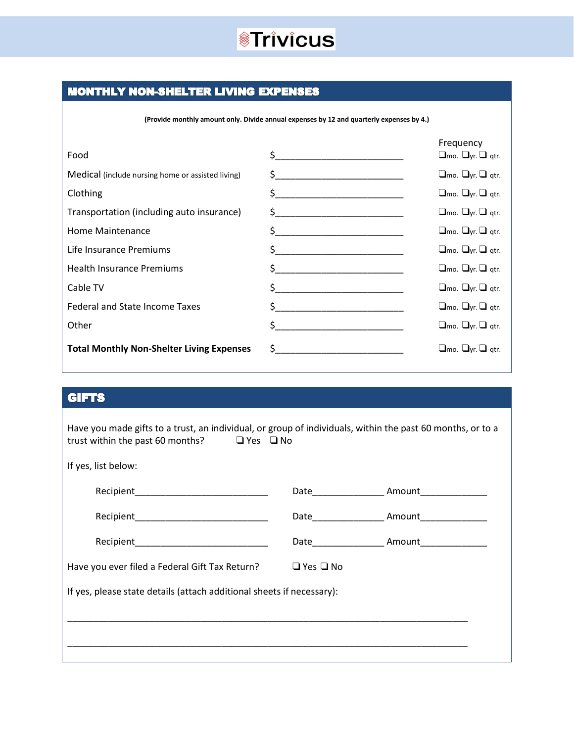Trivicus

## MONTHLY NON-SHELTER LIVING EXPENSES

**(Provide monthly amount only. Divide annual expenses by 12 and quarterly expenses by 4.)**

| | | Frequency |
|---|---|---|
| Food | $__________________________ | ❑mo. ❑yr. ❑ qtr. |
| Medical (include nursing home or assisted living) | $__________________________ | ❑mo. ❑yr. ❑ qtr. |
| Clothing | $__________________________ | ❑mo. ❑yr. ❑ qtr. |
| Transportation (including auto insurance) | $__________________________ | ❑mo. ❑yr. ❑ qtr. |
| Home Maintenance | $__________________________ | ❑mo. ❑yr. ❑ qtr. |
| Life Insurance Premiums | $__________________________ | ❑mo. ❑yr. ❑ qtr. |
| Health Insurance Premiums | $__________________________ | ❑mo. ❑yr. ❑ qtr. |
| Cable TV | $__________________________ | ❑mo. ❑yr. ❑ qtr. |
| Federal and State Income Taxes | $__________________________ | ❑mo. ❑yr. ❑ qtr. |
| Other | $__________________________ | ❑mo. ❑yr. ❑ qtr. |
| **Total Monthly Non-Shelter Living Expenses** | $__________________________ | ❑mo. ❑yr. ❑ qtr. |

## GIFTS

Have you made gifts to a trust, an individual, or group of individuals, within the past 60 months, or to a trust within the past 60 months? ❑ Yes ❑ No

If yes, list below:

Recipient__________________________ Date______________ Amount_____________

Recipient__________________________ Date______________ Amount_____________

Recipient__________________________ Date______________ Amount_____________

Have you ever filed a Federal Gift Tax Return? ❑ Yes ❑ No

If yes, please state details (attach additional sheets if necessary):

______________________________________________________________________________

______________________________________________________________________________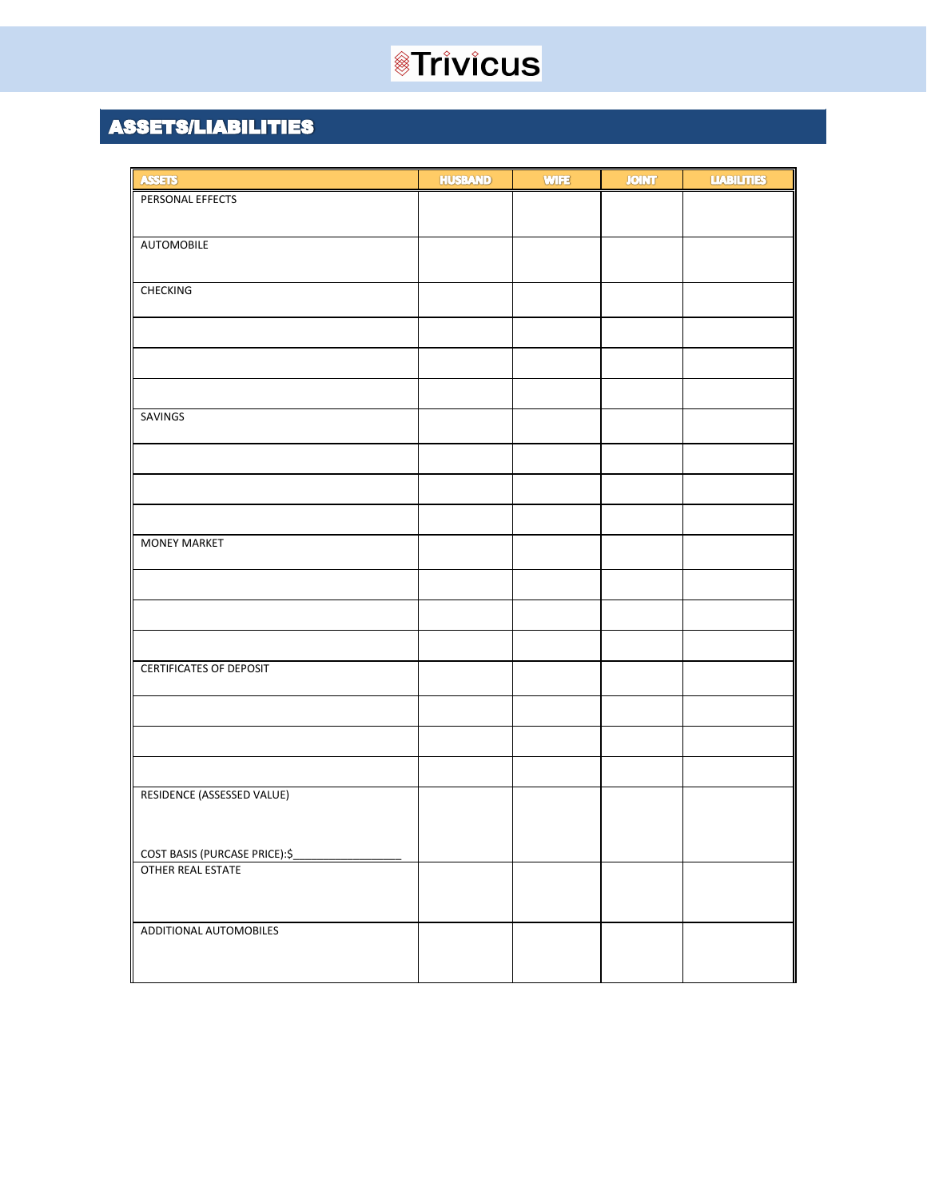# Trivicus

## ASSETS/LIABILITIES

| ASSETS | HUSBAND | WIFE | JOINT | LIABILITIES |
|---|---|---|---|---|
| PERSONAL EFFECTS | | | | |
| AUTOMOBILE | | | | |
| CHECKING | | | | |
| | | | | |
| | | | | |
| | | | | |
| SAVINGS | | | | |
| | | | | |
| | | | | |
| | | | | |
| MONEY MARKET | | | | |
| | | | | |
| | | | | |
| | | | | |
| CERTIFICATES OF DEPOSIT | | | | |
| | | | | |
| | | | | |
| | | | | |
| RESIDENCE (ASSESSED VALUE)<br><br>COST BASIS (PURCASE PRICE):$________________ | | | | |
| OTHER REAL ESTATE | | | | |
| ADDITIONAL AUTOMOBILES | | | | |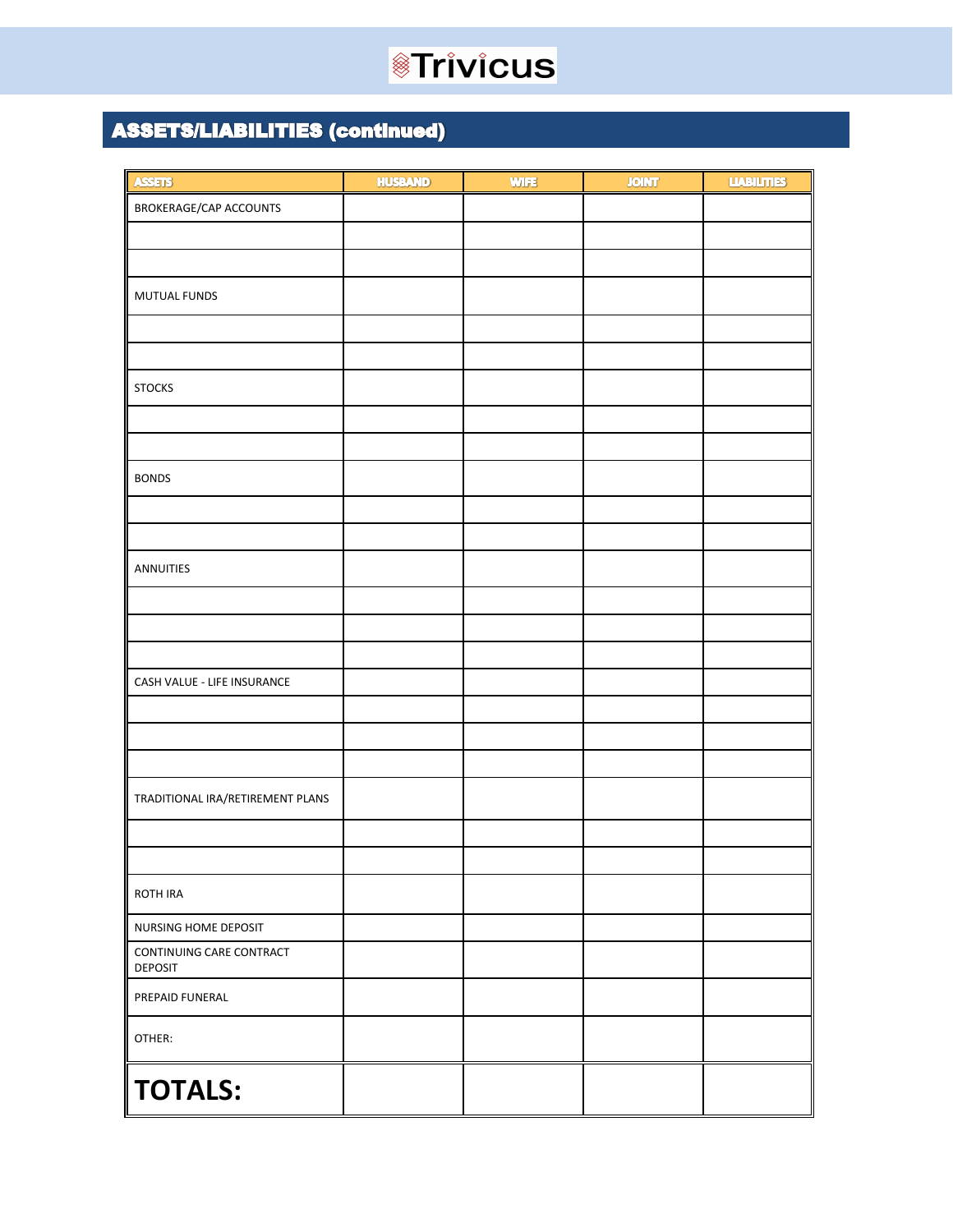## ASSETS/LIABILITIES (continued)

| ASSETS | HUSBAND | WIFE | JOINT | LIABILITIES |
|---|---|---|---|---|
| BROKERAGE/CAP ACCOUNTS | | | | |
| | | | | |
| | | | | |
| MUTUAL FUNDS | | | | |
| | | | | |
| | | | | |
| STOCKS | | | | |
| | | | | |
| | | | | |
| BONDS | | | | |
| | | | | |
| | | | | |
| ANNUITIES | | | | |
| | | | | |
| | | | | |
| | | | | |
| CASH VALUE - LIFE INSURANCE | | | | |
| | | | | |
| | | | | |
| | | | | |
| TRADITIONAL IRA/RETIREMENT PLANS | | | | |
| | | | | |
| | | | | |
| ROTH IRA | | | | |
| NURSING HOME DEPOSIT | | | | |
| CONTINUING CARE CONTRACT DEPOSIT | | | | |
| PREPAID FUNERAL | | | | |
| OTHER: | | | | |
| **TOTALS:** | | | | |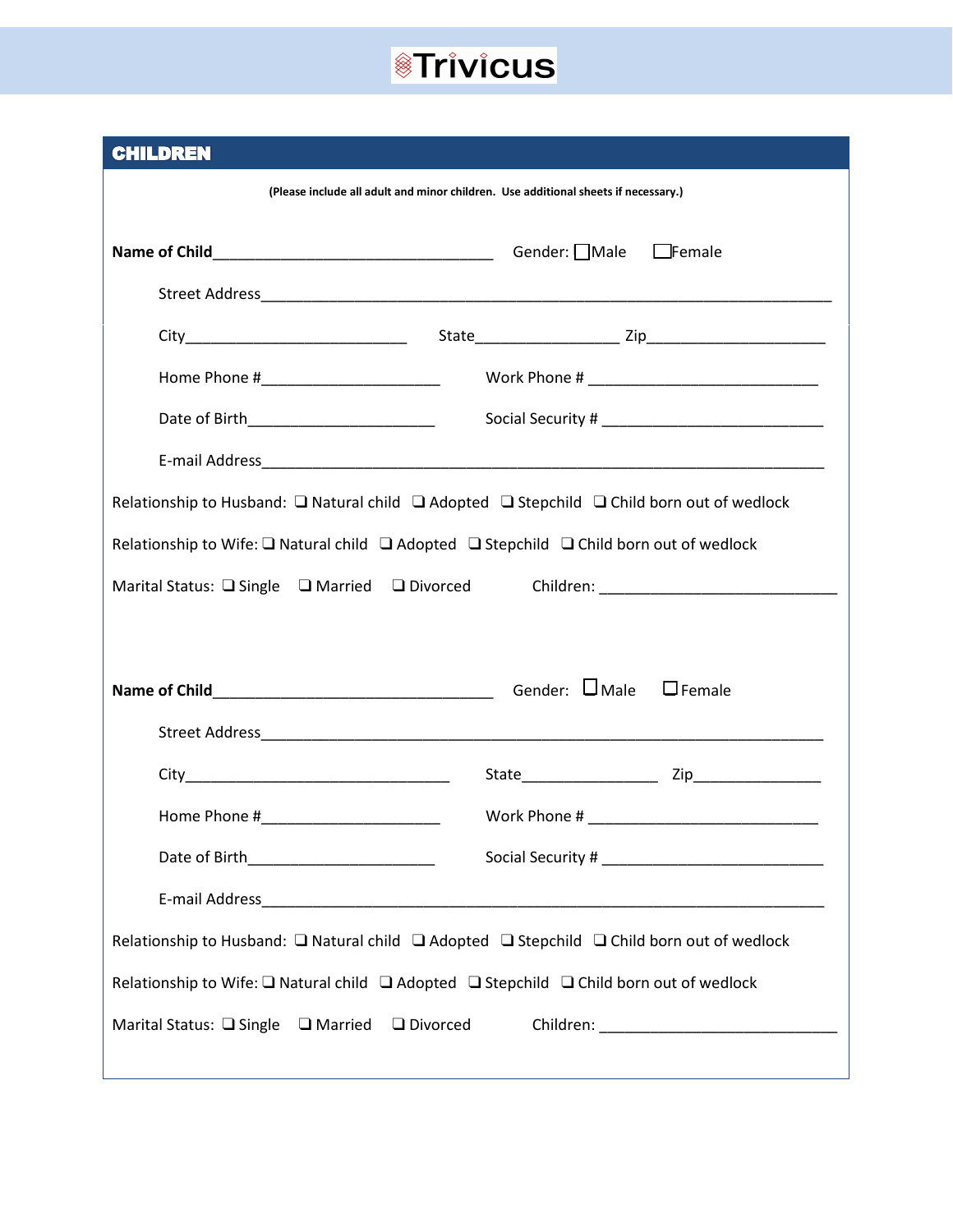Trivicus

## CHILDREN

**(Please include all adult and minor children. Use additional sheets if necessary.)**

**Name of Child**_________________________________ Gender: ☐Male ☐Female

Street Address___________________________________________________________________

City___________________________ State_________________ Zip_____________________

Home Phone #_____________________ Work Phone # ___________________________

Date of Birth______________________ Social Security # ___________________________

E-mail Address___________________________________________________________________

Relationship to Husband: ❑ Natural child ❑ Adopted ❑ Stepchild ❑ Child born out of wedlock

Relationship to Wife: ❑ Natural child ❑ Adopted ❑ Stepchild ❑ Child born out of wedlock

Marital Status: ❑ Single ❑ Married ❑ Divorced Children: ____________________________

**Name of Child**_________________________________ Gender: ☐Male ☐Female

Street Address___________________________________________________________________

City________________________________ State________________ Zip_______________

Home Phone #_____________________ Work Phone # ___________________________

Date of Birth______________________ Social Security # ___________________________

E-mail Address___________________________________________________________________

Relationship to Husband: ❑ Natural child ❑ Adopted ❑ Stepchild ❑ Child born out of wedlock

Relationship to Wife: ❑ Natural child ❑ Adopted ❑ Stepchild ❑ Child born out of wedlock

Marital Status: ❑ Single ❑ Married ❑ Divorced Children: ____________________________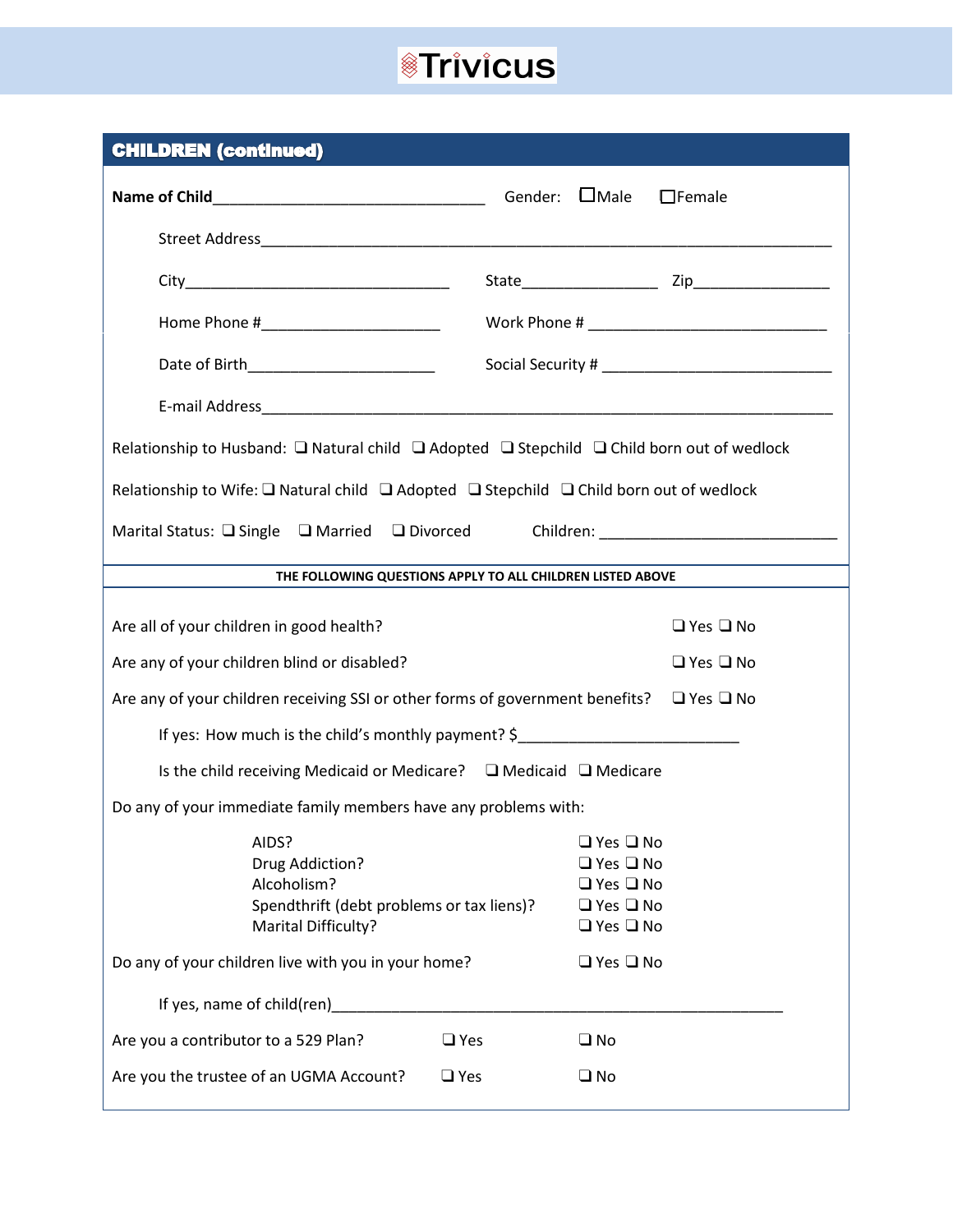## CHILDREN (continued)

**Name of Child**________________________________ Gender: ☐Male ☐Female

Street Address______________________________________________________________________

City________________________________ State________________ Zip________________

Home Phone #_____________________ Work Phone # ____________________________

Date of Birth______________________ Social Security # ____________________________

E-mail Address______________________________________________________________________

Relationship to Husband: ❑ Natural child ❑ Adopted ❑ Stepchild ❑ Child born out of wedlock

Relationship to Wife: ❑ Natural child ❑ Adopted ❑ Stepchild ❑ Child born out of wedlock

Marital Status: ❑ Single ❑ Married ❑ Divorced Children: ____________________________

**THE FOLLOWING QUESTIONS APPLY TO ALL CHILDREN LISTED ABOVE**

Are all of your children in good health? ❑ Yes ❑ No

Are any of your children blind or disabled? ❑ Yes ❑ No

Are any of your children receiving SSI or other forms of government benefits? ❑ Yes ❑ No

If yes: How much is the child's monthly payment? $__________________________

Is the child receiving Medicaid or Medicare? ❑ Medicaid ❑ Medicare

Do any of your immediate family members have any problems with:

- AIDS? ❑ Yes ❑ No
- Drug Addiction? ❑ Yes ❑ No
- Alcoholism? ❑ Yes ❑ No
- Spendthrift (debt problems or tax liens)? ❑ Yes ❑ No
- Marital Difficulty? ❑ Yes ❑ No

Do any of your children live with you in your home? ❑ Yes ❑ No

If yes, name of child(ren)________________________________________________________

Are you a contributor to a 529 Plan? ❑ Yes ❑ No

Are you the trustee of an UGMA Account? ❑ Yes ❑ No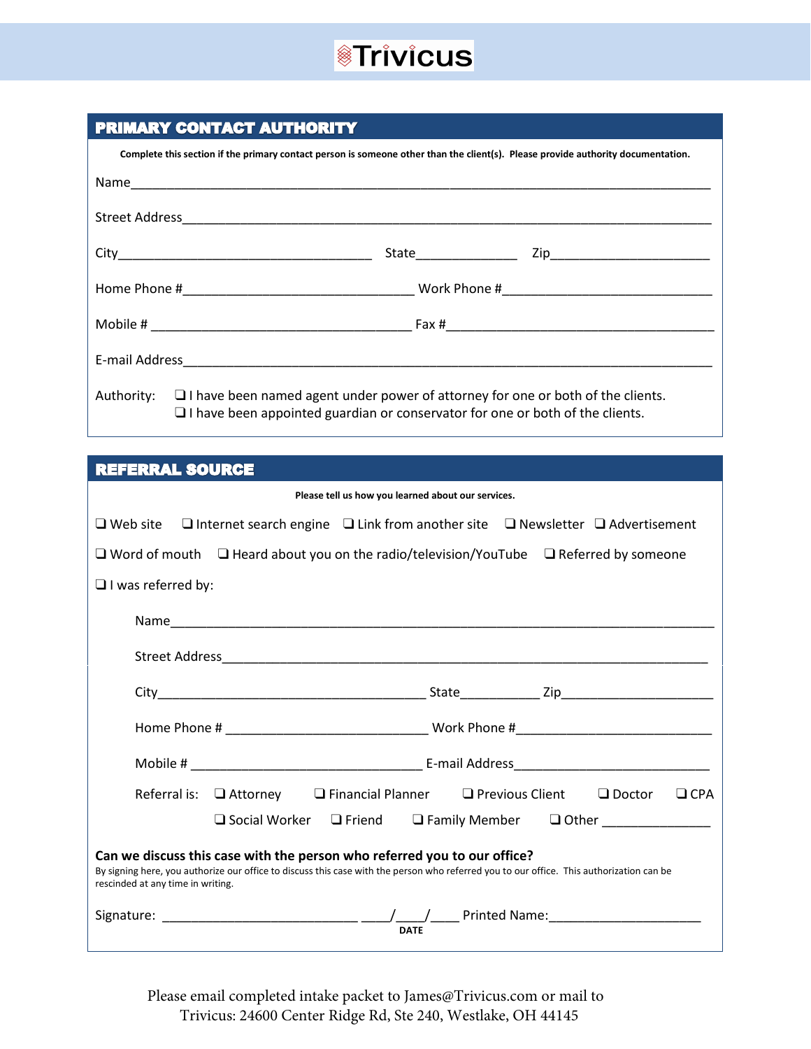Trivicus

## PRIMARY CONTACT AUTHORITY

**Complete this section if the primary contact person is someone other than the client(s). Please provide authority documentation.**

Name_______________________________________________________________________________

Street Address_______________________________________________________________________

City___________________________________ State______________ Zip______________________

Home Phone #_________________________________ Work Phone #______________________________

Mobile # _____________________________________ Fax #______________________________________

E-mail Address_______________________________________________________________________

Authority: ❑ I have been named agent under power of attorney for one or both of the clients.
❑ I have been appointed guardian or conservator for one or both of the clients.

## REFERRAL SOURCE

**Please tell us how you learned about our services.**

❑ Web site ❑ Internet search engine ❑ Link from another site ❑ Newsletter ❑ Advertisement

❑ Word of mouth ❑ Heard about you on the radio/television/YouTube ❑ Referred by someone

❑ I was referred by:

Name_________________________________________________________________________

Street Address_________________________________________________________________

City_______________________________________ State___________ Zip_____________________

Home Phone # _____________________________ Work Phone #____________________________

Mobile # __________________________________ E-mail Address____________________________

Referral is: ❑ Attorney ❑ Financial Planner ❑ Previous Client ❑ Doctor ❑ CPA
❑ Social Worker ❑ Friend ❑ Family Member ❑ Other _______________

**Can we discuss this case with the person who referred you to our office?**

By signing here, you authorize our office to discuss this case with the person who referred you to our office. This authorization can be rescinded at any time in writing.

Signature: ____________________________ ____/____/____ Printed Name:______________________

DATE

Please email completed intake packet to James@Trivicus.com or mail to Trivicus: 24600 Center Ridge Rd, Ste 240, Westlake, OH 44145